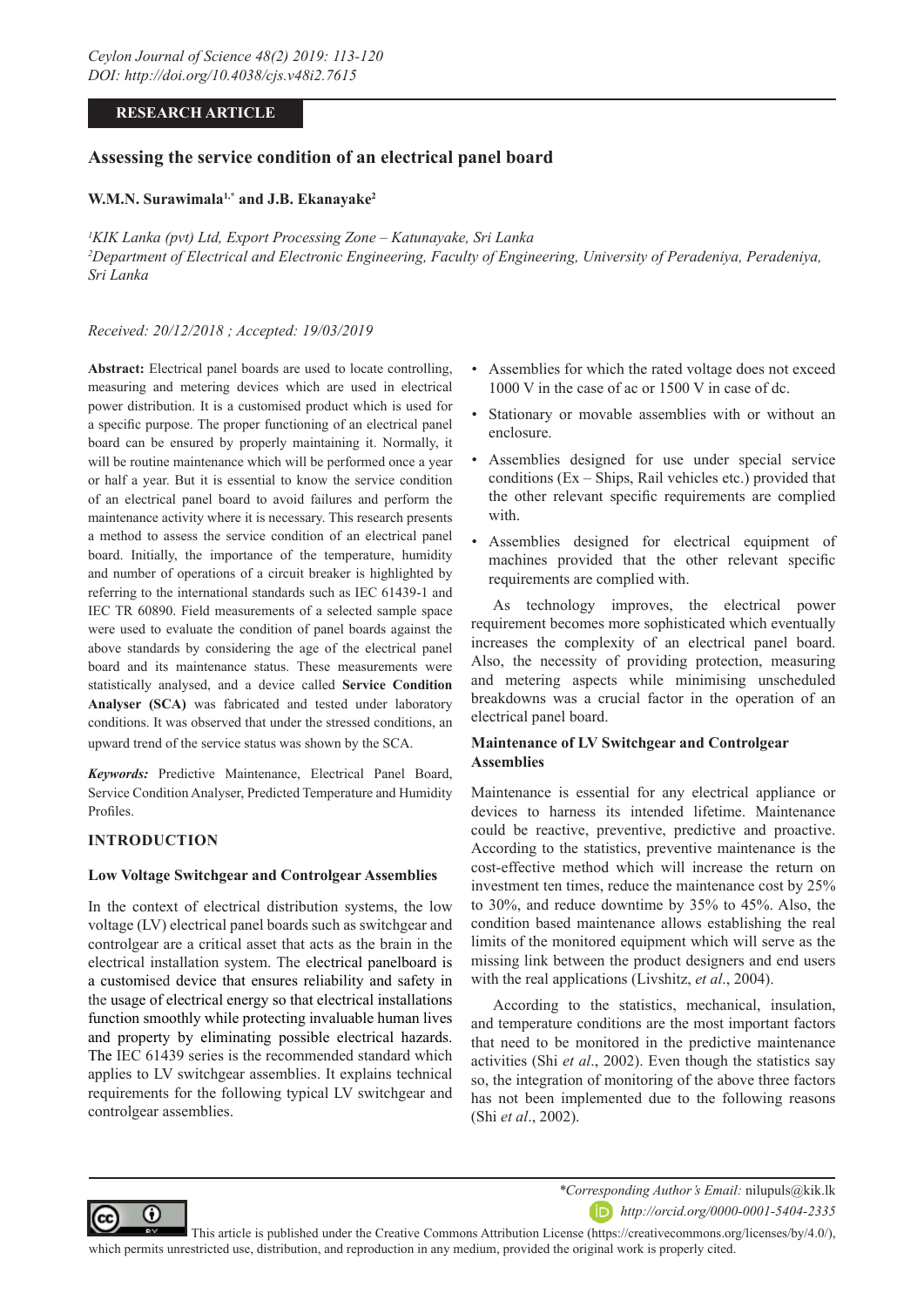RESEARCH ARTICLE

# Assessing the service condition of an electrical panel board

**W.M.N. Surawimala[1,*] and J.B. Ekanayake[2]**

*[1]KIK Lanka (pvt) Ltd, Export Processing Zone – Katunayake, Sri Lanka*
*[2]Department of Electrical and Electronic Engineering, Faculty of Engineering, University of Peradeniya, Peradeniya, Sri Lanka*

*Received: 20/12/2018 ; Accepted: 19/03/2019*

**Abstract:** Electrical panel boards are used to locate controlling, measuring and metering devices which are used in electrical power distribution. It is a customised product which is used for a specific purpose. The proper functioning of an electrical panel board can be ensured by properly maintaining it. Normally, it will be routine maintenance which will be performed once a year or half a year. But it is essential to know the service condition of an electrical panel board to avoid failures and perform the maintenance activity where it is necessary. This research presents a method to assess the service condition of an electrical panel board. Initially, the importance of the temperature, humidity and number of operations of a circuit breaker is highlighted by referring to the international standards such as IEC 61439-1 and IEC TR 60890. Field measurements of a selected sample space were used to evaluate the condition of panel boards against the above standards by considering the age of the electrical panel board and its maintenance status. These measurements were statistically analysed, and a device called **Service Condition Analyser (SCA)** was fabricated and tested under laboratory conditions. It was observed that under the stressed conditions, an upward trend of the service status was shown by the SCA.

***Keywords:*** Predictive Maintenance, Electrical Panel Board, Service Condition Analyser, Predicted Temperature and Humidity Profiles.

## INTRODUCTION

### Low Voltage Switchgear and Controlgear Assemblies

In the context of electrical distribution systems, the low voltage (LV) electrical panel boards such as switchgear and controlgear are a critical asset that acts as the brain in the electrical installation system. The electrical panelboard is a customised device that ensures reliability and safety in the usage of electrical energy so that electrical installations function smoothly while protecting invaluable human lives and property by eliminating possible electrical hazards. The IEC 61439 series is the recommended standard which applies to LV switchgear assemblies. It explains technical requirements for the following typical LV switchgear and controlgear assemblies.

- Assemblies for which the rated voltage does not exceed 1000 V in the case of ac or 1500 V in case of dc.
- Stationary or movable assemblies with or without an enclosure.
- Assemblies designed for use under special service conditions (Ex – Ships, Rail vehicles etc.) provided that the other relevant specific requirements are complied with.
- Assemblies designed for electrical equipment of machines provided that the other relevant specific requirements are complied with.

As technology improves, the electrical power requirement becomes more sophisticated which eventually increases the complexity of an electrical panel board. Also, the necessity of providing protection, measuring and metering aspects while minimising unscheduled breakdowns was a crucial factor in the operation of an electrical panel board.

### Maintenance of LV Switchgear and Controlgear Assemblies

Maintenance is essential for any electrical appliance or devices to harness its intended lifetime. Maintenance could be reactive, preventive, predictive and proactive. According to the statistics, preventive maintenance is the cost-effective method which will increase the return on investment ten times, reduce the maintenance cost by 25% to 30%, and reduce downtime by 35% to 45%. Also, the condition based maintenance allows establishing the real limits of the monitored equipment which will serve as the missing link between the product designers and end users with the real applications (Livshitz, *et al*., 2004).

According to the statistics, mechanical, insulation, and temperature conditions are the most important factors that need to be monitored in the predictive maintenance activities (Shi *et al*., 2002). Even though the statistics say so, the integration of monitoring of the above three factors has not been implemented due to the following reasons (Shi *et al*., 2002).

*\*Corresponding Author's Email:* nilupuls@kik.lk
*http://orcid.org/0000-0001-5404-2335*

This article is published under the Creative Commons Attribution License (https://creativecommons.org/licenses/by/4.0/), which permits unrestricted use, distribution, and reproduction in any medium, provided the original work is properly cited.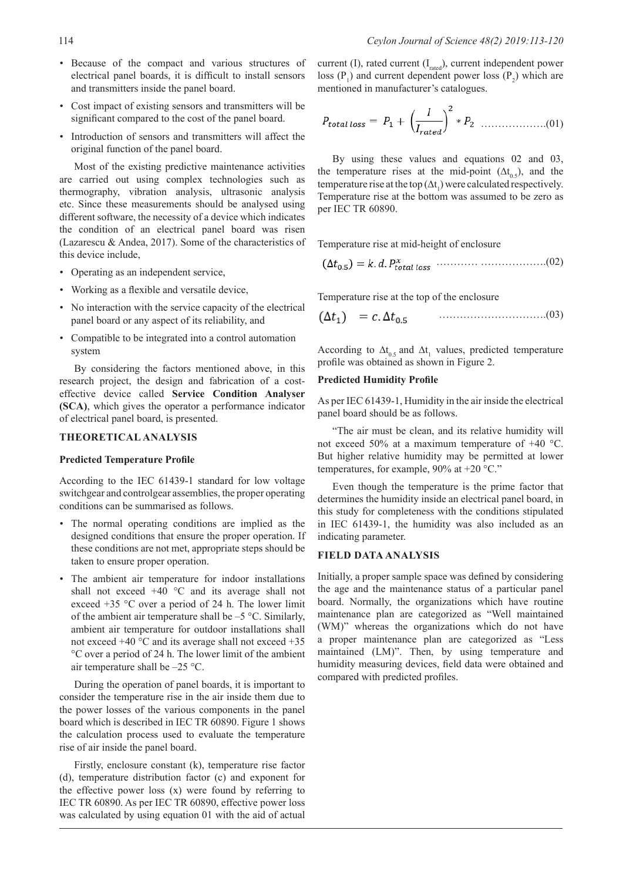- Because of the compact and various structures of electrical panel boards, it is difficult to install sensors and transmitters inside the panel board.
- Cost impact of existing sensors and transmitters will be significant compared to the cost of the panel board.
- Introduction of sensors and transmitters will affect the original function of the panel board.

Most of the existing predictive maintenance activities are carried out using complex technologies such as thermography, vibration analysis, ultrasonic analysis etc. Since these measurements should be analysed using different software, the necessity of a device which indicates the condition of an electrical panel board was risen (Lazarescu & Andea, 2017). Some of the characteristics of this device include,

- Operating as an independent service,
- Working as a flexible and versatile device,
- No interaction with the service capacity of the electrical panel board or any aspect of its reliability, and
- Compatible to be integrated into a control automation system

By considering the factors mentioned above, in this research project, the design and fabrication of a cost-effective device called **Service Condition Analyser (SCA)**, which gives the operator a performance indicator of electrical panel board, is presented.

## THEORETICAL ANALYSIS

### Predicted Temperature Profile

According to the IEC 61439-1 standard for low voltage switchgear and controlgear assemblies, the proper operating conditions can be summarised as follows.

- The normal operating conditions are implied as the designed conditions that ensure the proper operation. If these conditions are not met, appropriate steps should be taken to ensure proper operation.
- The ambient air temperature for indoor installations shall not exceed +40 °C and its average shall not exceed +35 °C over a period of 24 h. The lower limit of the ambient air temperature shall be –5 °C. Similarly, ambient air temperature for outdoor installations shall not exceed +40 °C and its average shall not exceed +35 °C over a period of 24 h. The lower limit of the ambient air temperature shall be –25 °C.

During the operation of panel boards, it is important to consider the temperature rise in the air inside them due to the power losses of the various components in the panel board which is described in IEC TR 60890. Figure 1 shows the calculation process used to evaluate the temperature rise of air inside the panel board.

Firstly, enclosure constant (k), temperature rise factor (d), temperature distribution factor (c) and exponent for the effective power loss (x) were found by referring to IEC TR 60890. As per IEC TR 60890, effective power loss was calculated by using equation 01 with the aid of actual current (I), rated current ($I_{rated}$), current independent power loss ($P_1$) and current dependent power loss ($P_2$) which are mentioned in manufacturer's catalogues.

$$P_{total\ loss} = P_1 + \left(\frac{I}{I_{rated}}\right)^2 * P_2 \quad \text{..................(01)}$$

By using these values and equations 02 and 03, the temperature rises at the mid-point ($\Delta t_{0.5}$), and the temperature rise at the top ($\Delta t_1$) were calculated respectively. Temperature rise at the bottom was assumed to be zero as per IEC TR 60890.

Temperature rise at mid-height of enclosure

$$(\Delta t_{0.5}) = k.d.P_{total\ loss}^{x} \quad \text{........... ..................(02)}$$

Temperature rise at the top of the enclosure

$$(\Delta t_1) \quad = c.\Delta t_{0.5} \quad \text{..............................(03)}$$

According to $\Delta t_{0.5}$ and $\Delta t_1$ values, predicted temperature profile was obtained as shown in Figure 2.

### Predicted Humidity Profile

As per IEC 61439-1, Humidity in the air inside the electrical panel board should be as follows.

"The air must be clean, and its relative humidity will not exceed 50% at a maximum temperature of +40 °C. But higher relative humidity may be permitted at lower temperatures, for example, 90% at +20 °C."

Even though the temperature is the prime factor that determines the humidity inside an electrical panel board, in this study for completeness with the conditions stipulated in IEC 61439-1, the humidity was also included as an indicating parameter.

## FIELD DATA ANALYSIS

Initially, a proper sample space was defined by considering the age and the maintenance status of a particular panel board. Normally, the organizations which have routine maintenance plan are categorized as "Well maintained (WM)" whereas the organizations which do not have a proper maintenance plan are categorized as "Less maintained (LM)". Then, by using temperature and humidity measuring devices, field data were obtained and compared with predicted profiles.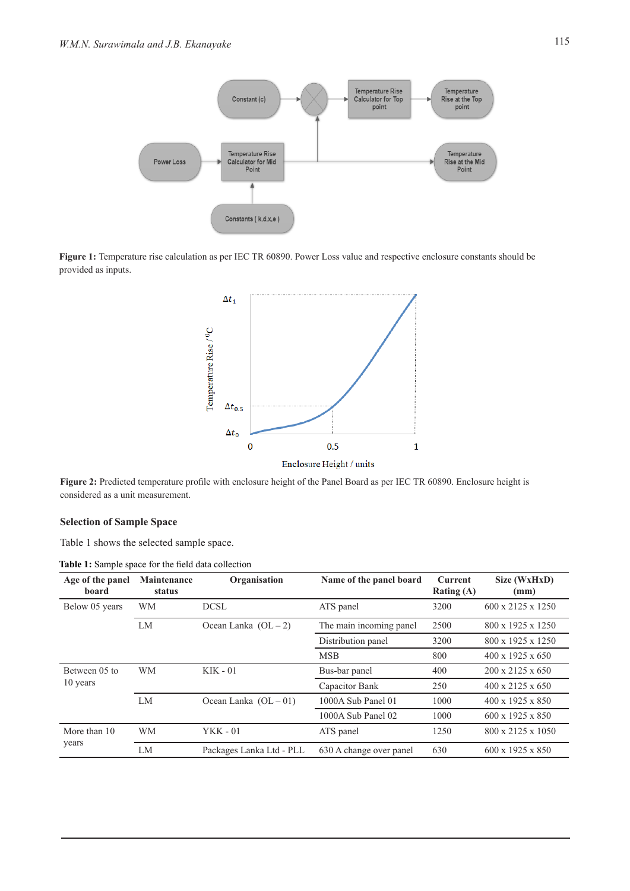**Figure 1:** Temperature rise calculation as per IEC TR 60890. Power Loss value and respective enclosure constants should be provided as inputs.

**Figure 2:** Predicted temperature profile with enclosure height of the Panel Board as per IEC TR 60890. Enclosure height is considered as a unit measurement.

### Selection of Sample Space

Table 1 shows the selected sample space.

**Table 1:** Sample space for the field data collection

| Age of the panel board | Maintenance status | Organisation | Name of the panel board | Current Rating (A) | Size (WxHxD) (mm) |
|---|---|---|---|---|---|
| Below 05 years | WM | DCSL | ATS panel | 3200 | 600 x 2125 x 1250 |
| | LM | Ocean Lanka (OL – 2) | The main incoming panel | 2500 | 800 x 1925 x 1250 |
| | | | Distribution panel | 3200 | 800 x 1925 x 1250 |
| | | | MSB | 800 | 400 x 1925 x 650 |
| Between 05 to 10 years | WM | KIK - 01 | Bus-bar panel | 400 | 200 x 2125 x 650 |
| | | | Capacitor Bank | 250 | 400 x 2125 x 650 |
| | LM | Ocean Lanka (OL – 01) | 1000A Sub Panel 01 | 1000 | 400 x 1925 x 850 |
| | | | 1000A Sub Panel 02 | 1000 | 600 x 1925 x 850 |
| More than 10 years | WM | YKK - 01 | ATS panel | 1250 | 800 x 2125 x 1050 |
| | LM | Packages Lanka Ltd - PLL | 630 A change over panel | 630 | 600 x 1925 x 850 |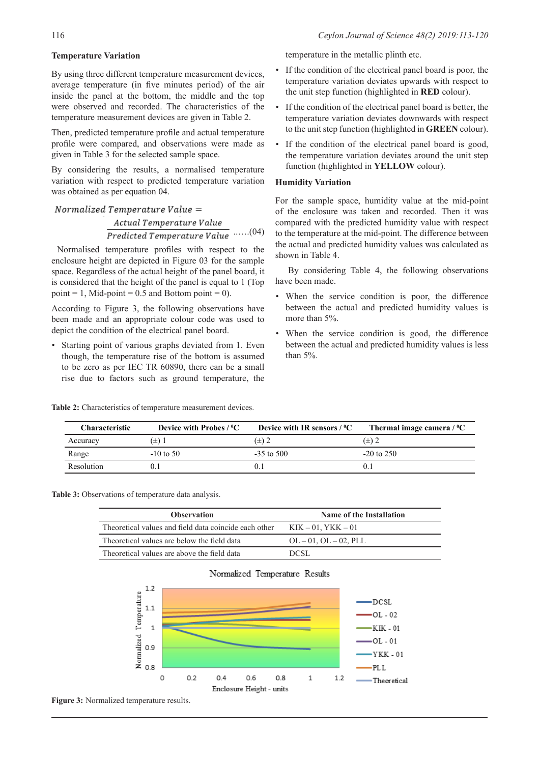### Temperature Variation

By using three different temperature measurement devices, average temperature (in five minutes period) of the air inside the panel at the bottom, the middle and the top were observed and recorded. The characteristics of the temperature measurement devices are given in Table 2.

Then, predicted temperature profile and actual temperature profile were compared, and observations were made as given in Table 3 for the selected sample space.

By considering the results, a normalised temperature variation with respect to predicted temperature variation was obtained as per equation 04.

$$Normalized\ Temperature\ Value = \frac{Actual\ Temperature\ Value}{Predicted\ Temperature\ Value} \quad \text{......(04)}$$

Normalised temperature profiles with respect to the enclosure height are depicted in Figure 03 for the sample space. Regardless of the actual height of the panel board, it is considered that the height of the panel is equal to 1 (Top point = 1, Mid-point = 0.5 and Bottom point = 0).

According to Figure 3, the following observations have been made and an appropriate colour code was used to depict the condition of the electrical panel board.

- Starting point of various graphs deviated from 1. Even though, the temperature rise of the bottom is assumed to be zero as per IEC TR 60890, there can be a small rise due to factors such as ground temperature, the temperature in the metallic plinth etc.
- If the condition of the electrical panel board is poor, the temperature variation deviates upwards with respect to the unit step function (highlighted in **RED** colour).
- If the condition of the electrical panel board is better, the temperature variation deviates downwards with respect to the unit step function (highlighted in **GREEN** colour).
- If the condition of the electrical panel board is good, the temperature variation deviates around the unit step function (highlighted in **YELLOW** colour).

### Humidity Variation

For the sample space, humidity value at the mid-point of the enclosure was taken and recorded. Then it was compared with the predicted humidity value with respect to the temperature at the mid-point. The difference between the actual and predicted humidity values was calculated as shown in Table 4.

By considering Table 4, the following observations have been made.

- When the service condition is poor, the difference between the actual and predicted humidity values is more than 5%.
- When the service condition is good, the difference between the actual and predicted humidity values is less than 5%.

**Table 2:** Characteristics of temperature measurement devices.

| Characteristic | Device with Probes / $^0$C | Device with IR sensors / $^0$C | Thermal image camera / $^0$C |
|---|---|---|---|
| Accuracy | (±) 1 | (±) 2 | (±) 2 |
| Range | -10 to 50 | -35 to 500 | -20 to 250 |
| Resolution | 0.1 | 0.1 | 0.1 |

**Table 3:** Observations of temperature data analysis.

| Observation | Name of the Installation |
|---|---|
| Theoretical values and field data coincide each other | KIK – 01, YKK – 01 |
| Theoretical values are below the field data | OL – 01, OL – 02, PLL |
| Theoretical values are above the field data | DCSL |

**Figure 3:** Normalized temperature results.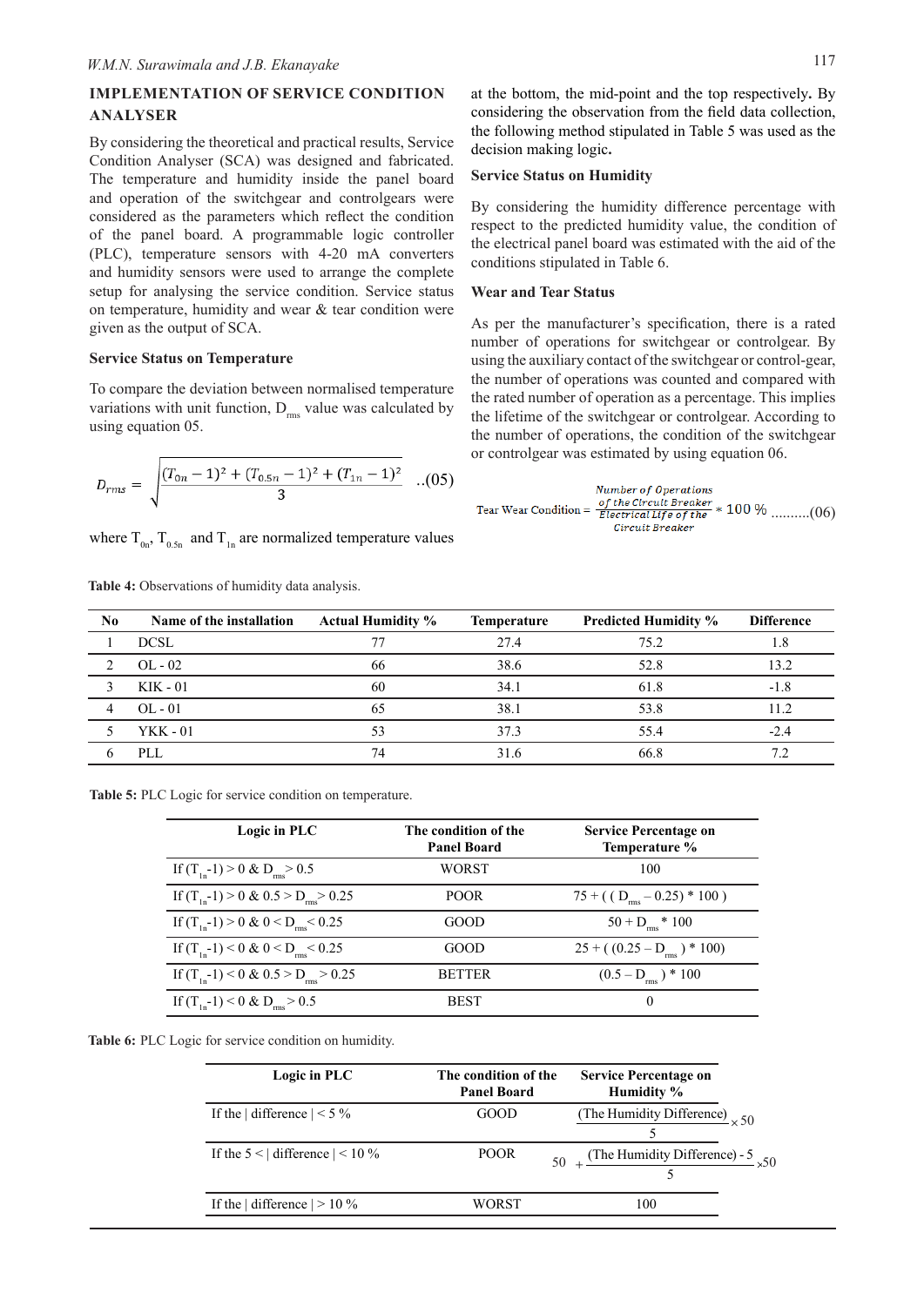## IMPLEMENTATION OF SERVICE CONDITION ANALYSER

By considering the theoretical and practical results, Service Condition Analyser (SCA) was designed and fabricated. The temperature and humidity inside the panel board and operation of the switchgear and controlgears were considered as the parameters which reflect the condition of the panel board. A programmable logic controller (PLC), temperature sensors with 4-20 mA converters and humidity sensors were used to arrange the complete setup for analysing the service condition. Service status on temperature, humidity and wear & tear condition were given as the output of SCA.

### Service Status on Temperature

To compare the deviation between normalised temperature variations with unit function, $D_{rms}$ value was calculated by using equation 05.

$$D_{rms} = \sqrt{\frac{(T_{0n}-1)^2 + (T_{0.5n}-1)^2 + (T_{1n}-1)^2}{3}} \quad ..(05)$$

where $T_{0n}$, $T_{0.5n}$ and $T_{1n}$ are normalized temperature values at the bottom, the mid-point and the top respectively**.** By considering the observation from the field data collection, the following method stipulated in Table 5 was used as the decision making logic**.**

### Service Status on Humidity

By considering the humidity difference percentage with respect to the predicted humidity value, the condition of the electrical panel board was estimated with the aid of the conditions stipulated in Table 6.

### Wear and Tear Status

As per the manufacturer's specification, there is a rated number of operations for switchgear or controlgear. By using the auxiliary contact of the switchgear or control-gear, the number of operations was counted and compared with the rated number of operation as a percentage. This implies the lifetime of the switchgear or controlgear. According to the number of operations, the condition of the switchgear or controlgear was estimated by using equation 06.

$$\text{Tear Wear Condition} = \frac{\textit{Number of Operations of the Circuit Breaker}}{\textit{Electrical Life of the Circuit Breaker}} * 100\ \% \quad ..........(06)$$

**Table 4:** Observations of humidity data analysis.

| No | Name of the installation | Actual Humidity % | Temperature | Predicted Humidity % | Difference |
|---|---|---|---|---|---|
| 1 | DCSL | 77 | 27.4 | 75.2 | 1.8 |
| 2 | OL - 02 | 66 | 38.6 | 52.8 | 13.2 |
| 3 | KIK - 01 | 60 | 34.1 | 61.8 | -1.8 |
| 4 | OL - 01 | 65 | 38.1 | 53.8 | 11.2 |
| 5 | YKK - 01 | 53 | 37.3 | 55.4 | -2.4 |
| 6 | PLL | 74 | 31.6 | 66.8 | 7.2 |

**Table 5:** PLC Logic for service condition on temperature.

| Logic in PLC | The condition of the Panel Board | Service Percentage on Temperature % |
|---|---|---|
| If $(T_{1n}-1) > 0$ & $D_{rms} > 0.5$ | WORST | 100 |
| If $(T_{1n}-1) > 0$ & $0.5 > D_{rms} > 0.25$ | POOR | $75 + ((D_{rms} - 0.25) * 100)$ |
| If $(T_{1n}-1) > 0$ & $0 < D_{rms} < 0.25$ | GOOD | $50 + D_{rms} * 100$ |
| If $(T_{1n}-1) < 0$ & $0 < D_{rms} < 0.25$ | GOOD | $25 + ((0.25 - D_{rms}) * 100)$ |
| If $(T_{1n}-1) < 0$ & $0.5 > D_{rms} > 0.25$ | BETTER | $(0.5 - D_{rms}) * 100$ |
| If $(T_{1n}-1) < 0$ & $D_{rms} > 0.5$ | BEST | 0 |

**Table 6:** PLC Logic for service condition on humidity.

| Logic in PLC | The condition of the Panel Board | Service Percentage on Humidity % |
|---|---|---|
| If the \| difference \| < 5 % | GOOD | $\frac{\text{(The Humidity Difference)}}{5} \times 50$ |
| If the 5 < \| difference \| < 10 % | POOR | $50 + \frac{\text{(The Humidity Difference)} - 5}{5} \times 50$ |
| If the \| difference \| > 10 % | WORST | 100 |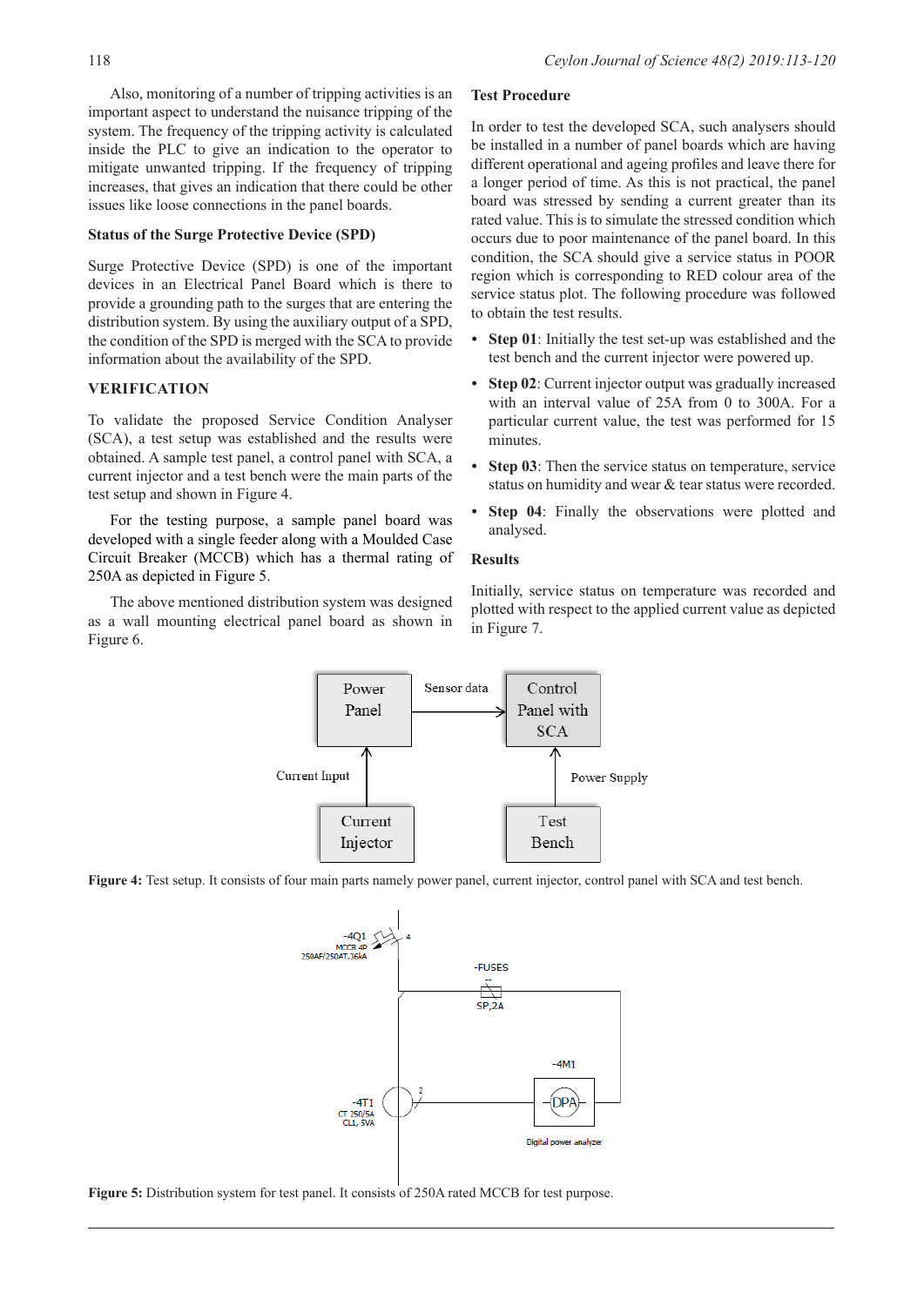Also, monitoring of a number of tripping activities is an important aspect to understand the nuisance tripping of the system. The frequency of the tripping activity is calculated inside the PLC to give an indication to the operator to mitigate unwanted tripping. If the frequency of tripping increases, that gives an indication that there could be other issues like loose connections in the panel boards.

### Status of the Surge Protective Device (SPD)

Surge Protective Device (SPD) is one of the important devices in an Electrical Panel Board which is there to provide a grounding path to the surges that are entering the distribution system. By using the auxiliary output of a SPD, the condition of the SPD is merged with the SCA to provide information about the availability of the SPD.

## VERIFICATION

To validate the proposed Service Condition Analyser (SCA), a test setup was established and the results were obtained. A sample test panel, a control panel with SCA, a current injector and a test bench were the main parts of the test setup and shown in Figure 4.

For the testing purpose, a sample panel board was developed with a single feeder along with a Moulded Case Circuit Breaker (MCCB) which has a thermal rating of 250A as depicted in Figure 5.

The above mentioned distribution system was designed as a wall mounting electrical panel board as shown in Figure 6.

### Test Procedure

In order to test the developed SCA, such analysers should be installed in a number of panel boards which are having different operational and ageing profiles and leave there for a longer period of time. As this is not practical, the panel board was stressed by sending a current greater than its rated value. This is to simulate the stressed condition which occurs due to poor maintenance of the panel board. In this condition, the SCA should give a service status in POOR region which is corresponding to RED colour area of the service status plot. The following procedure was followed to obtain the test results.

- **Step 01**: Initially the test set-up was established and the test bench and the current injector were powered up.
- **Step 02**: Current injector output was gradually increased with an interval value of 25A from 0 to 300A. For a particular current value, the test was performed for 15 minutes.
- **Step 03**: Then the service status on temperature, service status on humidity and wear & tear status were recorded.
- **Step 04**: Finally the observations were plotted and analysed.

### Results

Initially, service status on temperature was recorded and plotted with respect to the applied current value as depicted in Figure 7.

**Figure 4:** Test setup. It consists of four main parts namely power panel, current injector, control panel with SCA and test bench.

**Figure 5:** Distribution system for test panel. It consists of 250A rated MCCB for test purpose.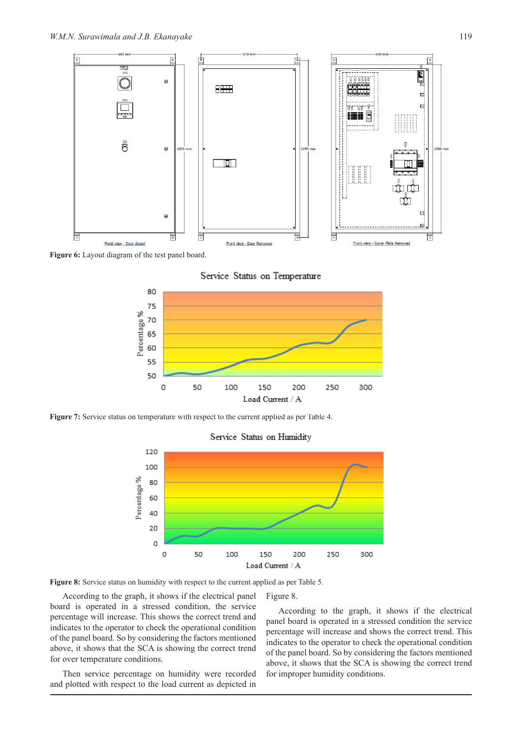Figure 6: Layout diagram of the test panel board.

Figure 7: Service status on temperature with respect to the current applied as per Table 4.

Figure 8: Service status on humidity with respect to the current applied as per Table 5.

According to the graph, it shows if the electrical panel board is operated in a stressed condition, the service percentage will increase. This shows the correct trend and indicates to the operator to check the operational condition of the panel board. So by considering the factors mentioned above, it shows that the SCA is showing the correct trend for over temperature conditions.

Then service percentage on humidity were recorded and plotted with respect to the load current as depicted in Figure 8.

According to the graph, it shows if the electrical panel board is operated in a stressed condition the service percentage will increase and shows the correct trend. This indicates to the operator to check the operational condition of the panel board. So by considering the factors mentioned above, it shows that the SCA is showing the correct trend for improper humidity conditions.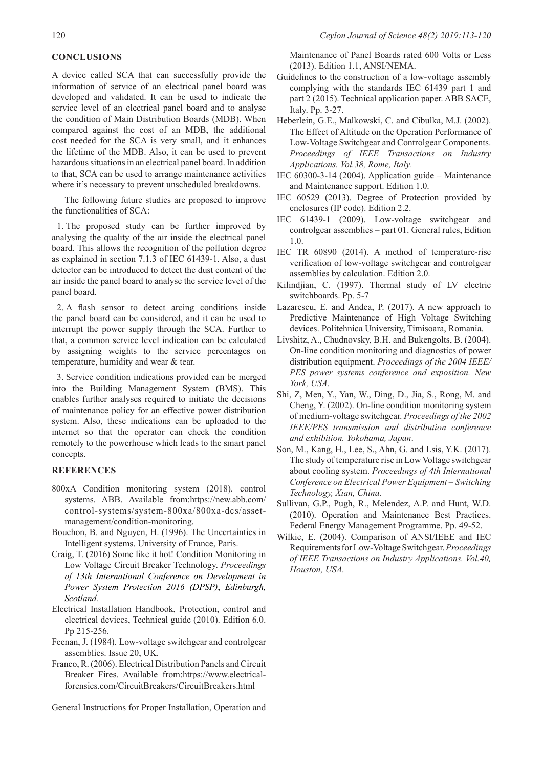## CONCLUSIONS

A device called SCA that can successfully provide the information of service of an electrical panel board was developed and validated. It can be used to indicate the service level of an electrical panel board and to analyse the condition of Main Distribution Boards (MDB). When compared against the cost of an MDB, the additional cost needed for the SCA is very small, and it enhances the lifetime of the MDB. Also, it can be used to prevent hazardous situations in an electrical panel board. In addition to that, SCA can be used to arrange maintenance activities where it's necessary to prevent unscheduled breakdowns.

The following future studies are proposed to improve the functionalities of SCA:

1. The proposed study can be further improved by analysing the quality of the air inside the electrical panel board. This allows the recognition of the pollution degree as explained in section 7.1.3 of IEC 61439-1. Also, a dust detector can be introduced to detect the dust content of the air inside the panel board to analyse the service level of the panel board.

2. A flash sensor to detect arcing conditions inside the panel board can be considered, and it can be used to interrupt the power supply through the SCA. Further to that, a common service level indication can be calculated by assigning weights to the service percentages on temperature, humidity and wear & tear.

3. Service condition indications provided can be merged into the Building Management System (BMS). This enables further analyses required to initiate the decisions of maintenance policy for an effective power distribution system. Also, these indications can be uploaded to the internet so that the operator can check the condition remotely to the powerhouse which leads to the smart panel concepts.

## REFERENCES

800xA Condition monitoring system (2018). control systems. ABB. Available from:https://new.abb.com/control-systems/system-800xa/800xa-dcs/asset-management/condition-monitoring.

Bouchon, B. and Nguyen, H. (1996). The Uncertainties in Intelligent systems. University of France, Paris.

Craig, T. (2016) Some like it hot! Condition Monitoring in Low Voltage Circuit Breaker Technology. *Proceedings of 13th International Conference on Development in Power System Protection 2016 (DPSP)*, *Edinburgh, Scotland.*

Electrical Installation Handbook, Protection, control and electrical devices, Technical guide (2010). Edition 6.0. Pp 215-256.

Feenan, J. (1984). Low-voltage switchgear and controlgear assemblies. Issue 20, UK.

Franco, R. (2006). Electrical Distribution Panels and Circuit Breaker Fires. Available from:https://www.electrical-forensics.com/CircuitBreakers/CircuitBreakers.html

General Instructions for Proper Installation, Operation and Maintenance of Panel Boards rated 600 Volts or Less (2013). Edition 1.1, ANSI/NEMA.

Guidelines to the construction of a low-voltage assembly complying with the standards IEC 61439 part 1 and part 2 (2015). Technical application paper. ABB SACE, Italy. Pp. 3-27.

Heberlein, G.E., Malkowski, C. and Cibulka, M.J. (2002). The Effect of Altitude on the Operation Performance of Low-Voltage Switchgear and Controlgear Components. *Proceedings of IEEE Transactions on Industry Applications. Vol.38, Rome, Italy.*

IEC 60300-3-14 (2004). Application guide – Maintenance and Maintenance support. Edition 1.0.

IEC 60529 (2013). Degree of Protection provided by enclosures (IP code). Edition 2.2.

IEC 61439-1 (2009). Low-voltage switchgear and controlgear assemblies – part 01. General rules, Edition 1.0.

IEC TR 60890 (2014). A method of temperature-rise verification of low-voltage switchgear and controlgear assemblies by calculation. Edition 2.0.

Kilindjian, C. (1997). Thermal study of LV electric switchboards. Pp. 5-7

Lazarescu, E. and Andea, P. (2017). A new approach to Predictive Maintenance of High Voltage Switching devices. Politehnica University, Timisoara, Romania.

Livshitz, A., Chudnovsky, B.H. and Bukengolts, B. (2004). On-line condition monitoring and diagnostics of power distribution equipment. *Proceedings of the 2004 IEEE/PES power systems conference and exposition. New York, USA*.

Shi, Z, Men, Y., Yan, W., Ding, D., Jia, S., Rong, M. and Cheng, Y. (2002). On-line condition monitoring system of medium-voltage switchgear. *Proceedings of the 2002 IEEE/PES transmission and distribution conference and exhibition. Yokohama, Japan*.

Son, M., Kang, H., Lee, S., Ahn, G. and Lsis, Y.K. (2017). The study of temperature rise in Low Voltage switchgear about cooling system. *Proceedings of 4th International Conference on Electrical Power Equipment – Switching Technology, Xian, China*.

Sullivan, G.P., Pugh, R., Melendez, A.P. and Hunt, W.D. (2010). Operation and Maintenance Best Practices. Federal Energy Management Programme. Pp. 49-52.

Wilkie, E. (2004). Comparison of ANSI/IEEE and IEC Requirements for Low-Voltage Switchgear. *Proceedings of IEEE Transactions on Industry Applications. Vol.40, Houston, USA*.